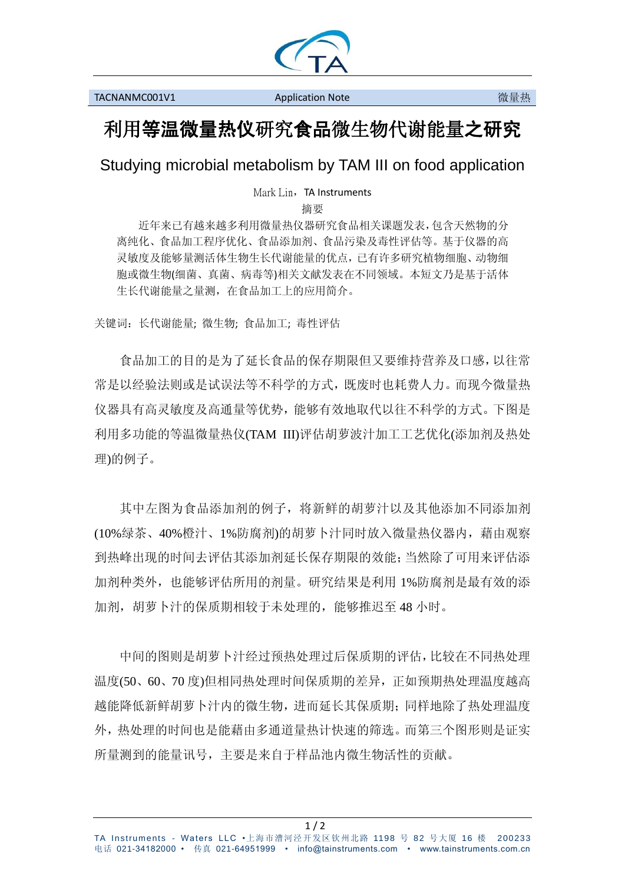# 利用等温微量热仪研究食品微生物代谢能量之研究

## Studying microbial metabolism by TAM III on food application

Mark Lin，TA Instruments

摘要

近年来已有越来越多利用微量热仪器研究食品相关课题发表，包含天然物的分离纯化、食品加工程序优化、食品添加剂、食品污染及毒性评估等。基于仪器的高灵敏度及能够量测活体生物生长代谢能量的优点，已有许多研究植物细胞、动物细胞或微生物(细菌、真菌、病毒等)相关文献发表在不同领域。本短文乃是基于活体生长代谢能量之量测，在食品加工上的应用简介。

关键词：长代谢能量; 微生物; 食品加工; 毒性评估

食品加工的目的是为了延长食品的保存期限但又要维持营养及口感，以往常常是以经验法则或是试误法等不科学的方式，既废时也耗费人力。而现今微量热仪器具有高灵敏度及高通量等优势，能够有效地取代以往不科学的方式。下图是利用多功能的等温微量热仪(TAM III)评估胡萝波汁加工工艺优化(添加剂及热处理)的例子。

其中左图为食品添加剂的例子，将新鲜的胡萝汁以及其他添加不同添加剂(10%绿茶、40%橙汁、1%防腐剂)的胡萝卜汁同时放入微量热仪器内，藉由观察到热峰出现的时间去评估其添加剂延长保存期限的效能；当然除了可用来评估添加剂种类外，也能够评估所用的剂量。研究结果是利用 1%防腐剂是最有效的添加剂，胡萝卜汁的保质期相较于未处理的，能够推迟至 48 小时。

中间的图则是胡萝卜汁经过预热处理过后保质期的评估，比较在不同热处理温度(50、60、70 度)但相同热处理时间保质期的差异，正如预期热处理温度越高越能降低新鲜胡萝卜汁内的微生物，进而延长其保质期；同样地除了热处理温度外，热处理的时间也是能藉由多通道量热计快速的筛选。而第三个图形则是证实所量测到的能量讯号，主要是来自于样品池内微生物活性的贡献。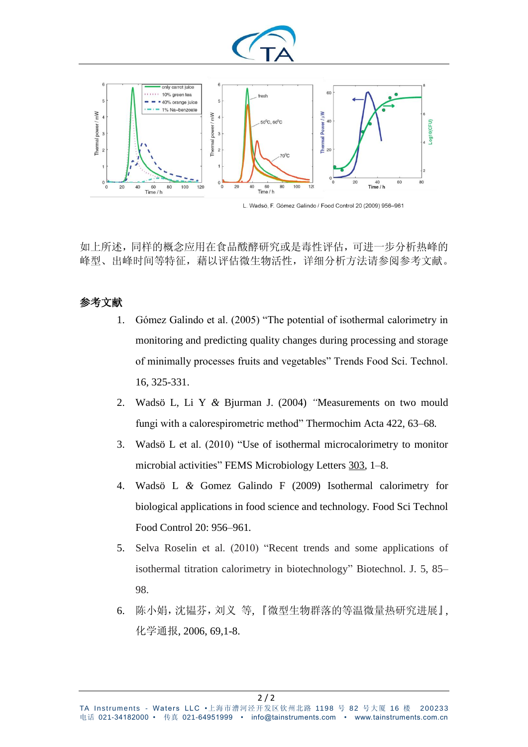only carrot juice
10% green tea
40% orange juice
1% Na-benzoate
Thermal power / mW
Time / h

fresh
50°C, 60°C
70°C
Thermal power / mW
Time / h

Thermal Power / μW
Log10(CFU)
Time / h

L. Wadsö, F. Gómez Galindo / Food Control 20 (2009) 956–961

如上所述，同样的概念应用在食品酦酵研究或是毒性评估，可进一步分析热峰的峰型、出峰时间等特征，藉以评估微生物活性，详细分析方法请参阅参考文献。

## 参考文献

1. Gómez Galindo et al. (2005) "The potential of isothermal calorimetry in monitoring and predicting quality changes during processing and storage of minimally processes fruits and vegetables" Trends Food Sci. Technol. 16, 325-331.
2. Wadsö L, Li Y & Bjurman J. (2004) "Measurements on two mould fungi with a calorespirometric method" Thermochim Acta 422, 63–68.
3. Wadsö L et al. (2010) "Use of isothermal microcalorimetry to monitor microbial activities" FEMS Microbiology Letters 303, 1–8.
4. Wadsö L & Gomez Galindo F (2009) Isothermal calorimetry for biological applications in food science and technology. Food Sci Technol Food Control 20: 956–961.
5. Selva Roselin et al. (2010) "Recent trends and some applications of isothermal titration calorimetry in biotechnology" Biotechnol. J. 5, 85–98.
6. 陈小娟，沈韫芬，刘义 等，『微型生物群落的等温微量热研究进展』，化学通报, 2006, 69,1-8.